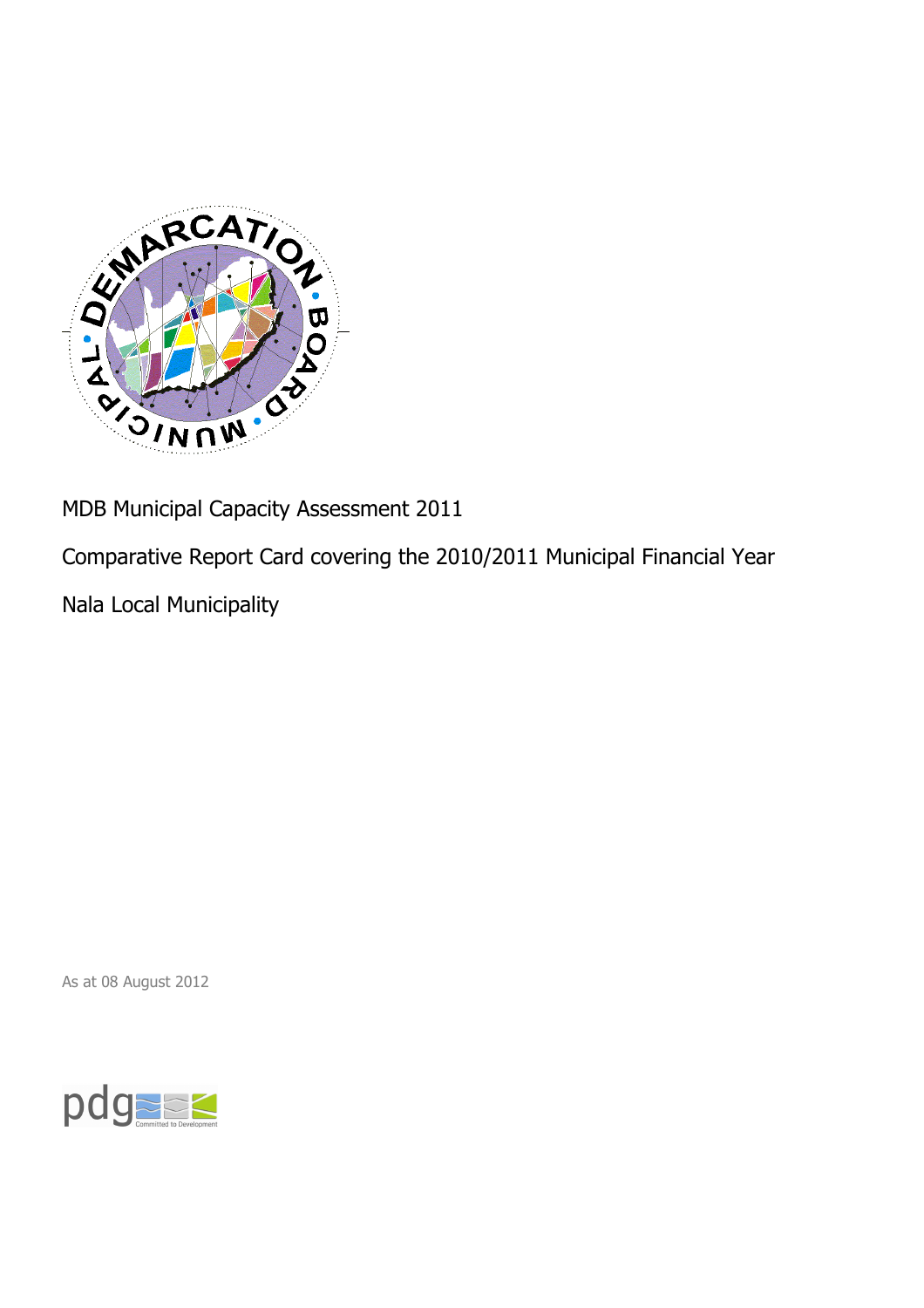MDB Municipal Capacity Assessment 2011

Comparative Report Card covering the 2010/2011 Municipal Financial Year

Nala Local Municipality

As at 08 August 2012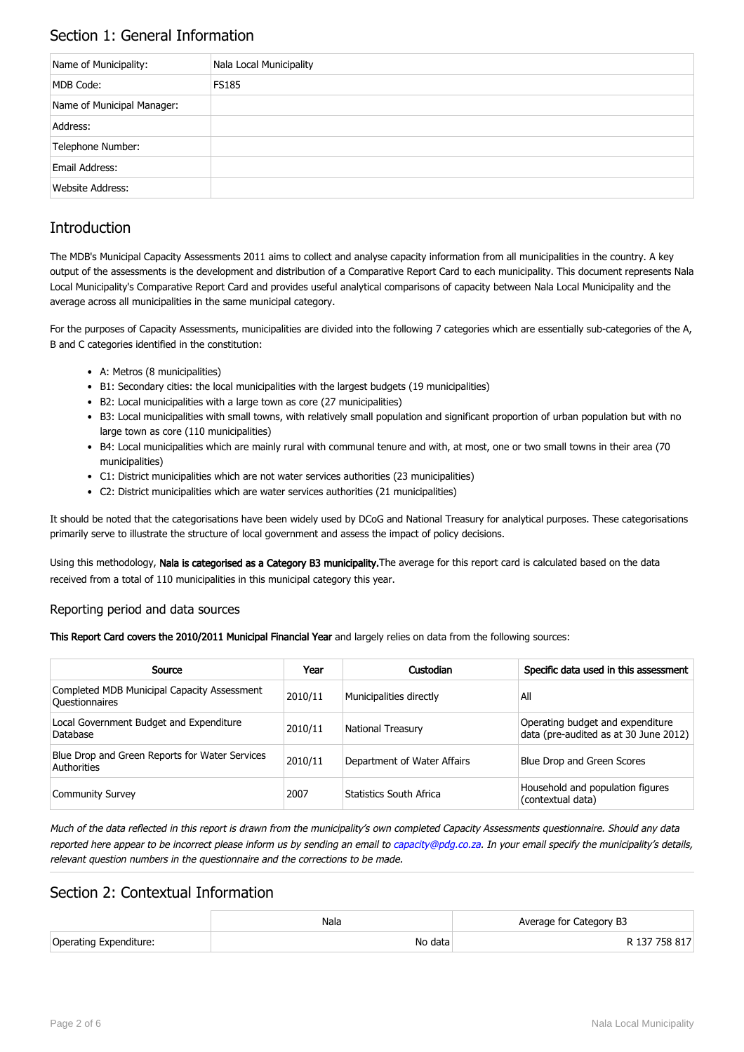## Section 1: General Information

| Name of Municipality: | Nala Local Municipality |
|---|---|
| MDB Code: | FS185 |
| Name of Municipal Manager: | |
| Address: | |
| Telephone Number: | |
| Email Address: | |
| Website Address: | |

## Introduction

The MDB's Municipal Capacity Assessments 2011 aims to collect and analyse capacity information from all municipalities in the country. A key output of the assessments is the development and distribution of a Comparative Report Card to each municipality. This document represents Nala Local Municipality's Comparative Report Card and provides useful analytical comparisons of capacity between Nala Local Municipality and the average across all municipalities in the same municipal category.

For the purposes of Capacity Assessments, municipalities are divided into the following 7 categories which are essentially sub-categories of the A, B and C categories identified in the constitution:

- A: Metros (8 municipalities)
- B1: Secondary cities: the local municipalities with the largest budgets (19 municipalities)
- B2: Local municipalities with a large town as core (27 municipalities)
- B3: Local municipalities with small towns, with relatively small population and significant proportion of urban population but with no large town as core (110 municipalities)
- B4: Local municipalities which are mainly rural with communal tenure and with, at most, one or two small towns in their area (70 municipalities)
- C1: District municipalities which are not water services authorities (23 municipalities)
- C2: District municipalities which are water services authorities (21 municipalities)

It should be noted that the categorisations have been widely used by DCoG and National Treasury for analytical purposes. These categorisations primarily serve to illustrate the structure of local government and assess the impact of policy decisions.

Using this methodology, **Nala is categorised as a Category B3 municipality.** The average for this report card is calculated based on the data received from a total of 110 municipalities in this municipal category this year.

### Reporting period and data sources

**This Report Card covers the 2010/2011 Municipal Financial Year** and largely relies on data from the following sources:

| Source | Year | Custodian | Specific data used in this assessment |
|---|---|---|---|
| Completed MDB Municipal Capacity Assessment Questionnaires | 2010/11 | Municipalities directly | All |
| Local Government Budget and Expenditure Database | 2010/11 | National Treasury | Operating budget and expenditure data (pre-audited as at 30 June 2012) |
| Blue Drop and Green Reports for Water Services Authorities | 2010/11 | Department of Water Affairs | Blue Drop and Green Scores |
| Community Survey | 2007 | Statistics South Africa | Household and population figures (contextual data) |

*Much of the data reflected in this report is drawn from the municipality's own completed Capacity Assessments questionnaire. Should any data reported here appear to be incorrect please inform us by sending an email to capacity@pdg.co.za. In your email specify the municipality's details, relevant question numbers in the questionnaire and the corrections to be made.*

## Section 2: Contextual Information

| | Nala | Average for Category B3 |
|---|---|---|
| Operating Expenditure: | No data | R 137 758 817 |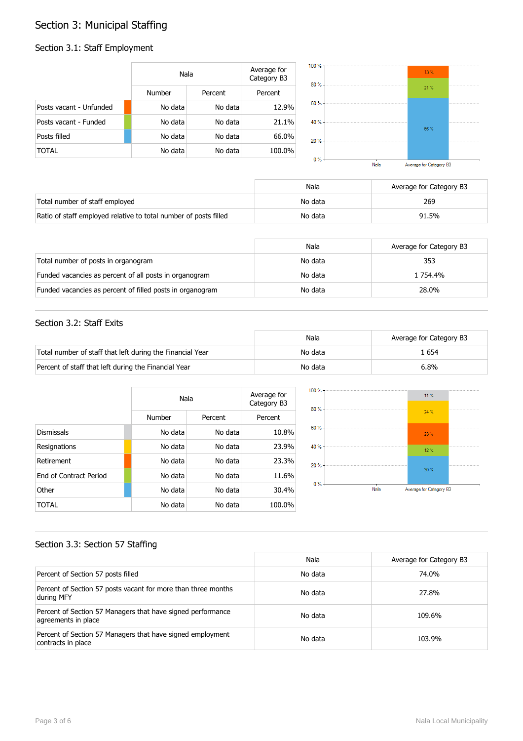# Section 3: Municipal Staffing

## Section 3.1: Staff Employment

| | Nala | | Average for Category B3 |
|---|---|---|---|
| | Number | Percent | Percent |
| Posts vacant - Unfunded | No data | No data | 12.9% |
| Posts vacant - Funded | No data | No data | 21.1% |
| Posts filled | No data | No data | 66.0% |
| TOTAL | No data | No data | 100.0% |

| | Nala | Average for Category B3 |
|---|---|---|
| Total number of staff employed | No data | 269 |
| Ratio of staff employed relative to total number of posts filled | No data | 91.5% |

| | Nala | Average for Category B3 |
|---|---|---|
| Total number of posts in organogram | No data | 353 |
| Funded vacancies as percent of all posts in organogram | No data | 1 754.4% |
| Funded vacancies as percent of filled posts in organogram | No data | 28.0% |

## Section 3.2: Staff Exits

| | Nala | Average for Category B3 |
|---|---|---|
| Total number of staff that left during the Financial Year | No data | 1 654 |
| Percent of staff that left during the Financial Year | No data | 6.8% |

| | Nala | | Average for Category B3 |
|---|---|---|---|
| | Number | Percent | Percent |
| Dismissals | No data | No data | 10.8% |
| Resignations | No data | No data | 23.9% |
| Retirement | No data | No data | 23.3% |
| End of Contract Period | No data | No data | 11.6% |
| Other | No data | No data | 30.4% |
| TOTAL | No data | No data | 100.0% |

## Section 3.3: Section 57 Staffing

| | Nala | Average for Category B3 |
|---|---|---|
| Percent of Section 57 posts filled | No data | 74.0% |
| Percent of Section 57 posts vacant for more than three months during MFY | No data | 27.8% |
| Percent of Section 57 Managers that have signed performance agreements in place | No data | 109.6% |
| Percent of Section 57 Managers that have signed employment contracts in place | No data | 103.9% |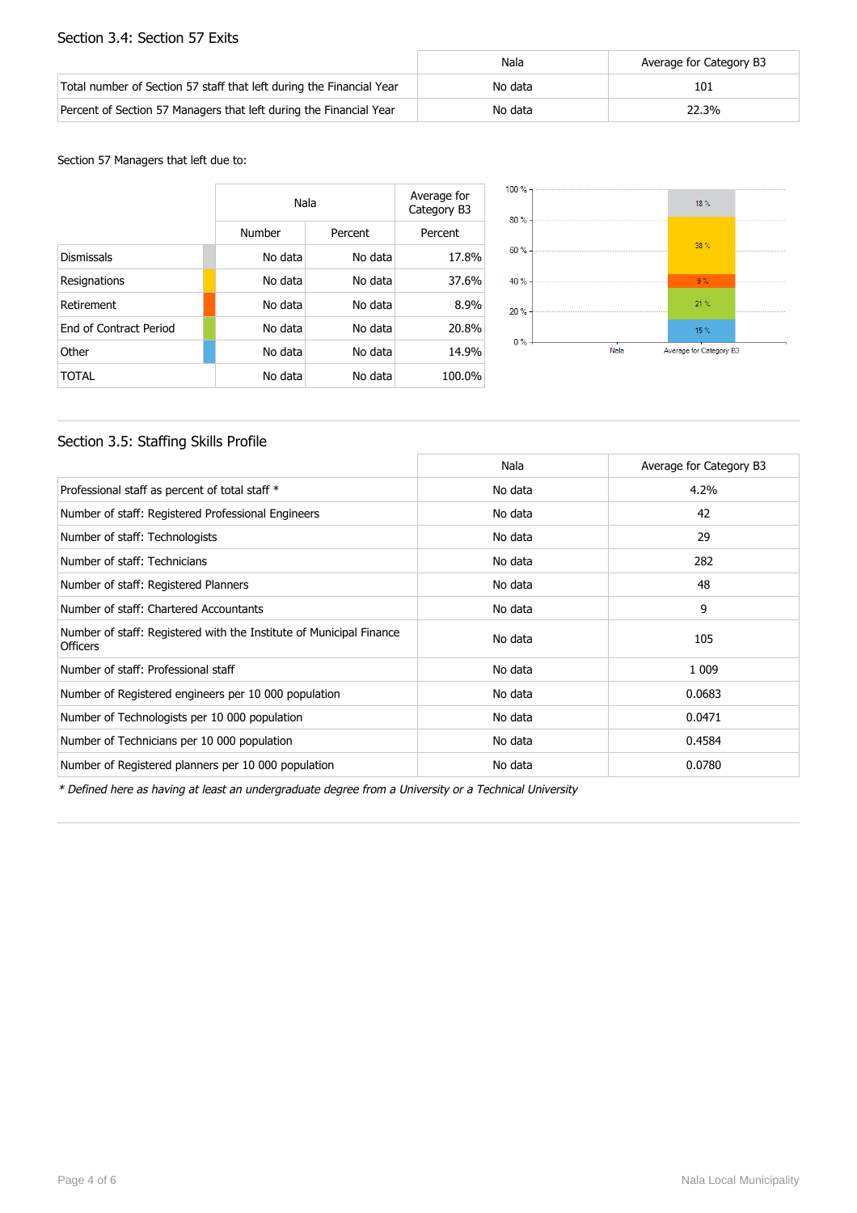## Section 3.4: Section 57 Exits

| | Nala | Average for Category B3 |
|---|---|---|
| Total number of Section 57 staff that left during the Financial Year | No data | 101 |
| Percent of Section 57 Managers that left during the Financial Year | No data | 22.3% |

Section 57 Managers that left due to:

| | Nala | | Average for Category B3 |
|---|---|---|---|
| | Number | Percent | Percent |
| Dismissals | No data | No data | 17.8% |
| Resignations | No data | No data | 37.6% |
| Retirement | No data | No data | 8.9% |
| End of Contract Period | No data | No data | 20.8% |
| Other | No data | No data | 14.9% |
| TOTAL | No data | No data | 100.0% |

## Section 3.5: Staffing Skills Profile

| | Nala | Average for Category B3 |
|---|---|---|
| Professional staff as percent of total staff * | No data | 4.2% |
| Number of staff: Registered Professional Engineers | No data | 42 |
| Number of staff: Technologists | No data | 29 |
| Number of staff: Technicians | No data | 282 |
| Number of staff: Registered Planners | No data | 48 |
| Number of staff: Chartered Accountants | No data | 9 |
| Number of staff: Registered with the Institute of Municipal Finance Officers | No data | 105 |
| Number of staff: Professional staff | No data | 1 009 |
| Number of Registered engineers per 10 000 population | No data | 0.0683 |
| Number of Technologists per 10 000 population | No data | 0.0471 |
| Number of Technicians per 10 000 population | No data | 0.4584 |
| Number of Registered planners per 10 000 population | No data | 0.0780 |

*\* Defined here as having at least an undergraduate degree from a University or a Technical University*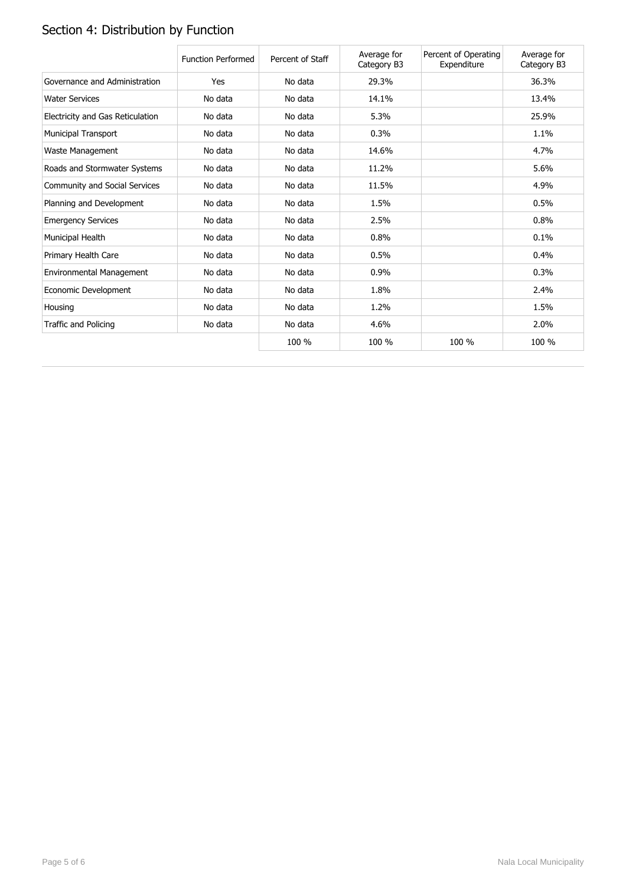## Section 4: Distribution by Function

| | Function Performed | Percent of Staff | Average for Category B3 | Percent of Operating Expenditure | Average for Category B3 |
|---|---|---|---|---|---|
| Governance and Administration | Yes | No data | 29.3% | | 36.3% |
| Water Services | No data | No data | 14.1% | | 13.4% |
| Electricity and Gas Reticulation | No data | No data | 5.3% | | 25.9% |
| Municipal Transport | No data | No data | 0.3% | | 1.1% |
| Waste Management | No data | No data | 14.6% | | 4.7% |
| Roads and Stormwater Systems | No data | No data | 11.2% | | 5.6% |
| Community and Social Services | No data | No data | 11.5% | | 4.9% |
| Planning and Development | No data | No data | 1.5% | | 0.5% |
| Emergency Services | No data | No data | 2.5% | | 0.8% |
| Municipal Health | No data | No data | 0.8% | | 0.1% |
| Primary Health Care | No data | No data | 0.5% | | 0.4% |
| Environmental Management | No data | No data | 0.9% | | 0.3% |
| Economic Development | No data | No data | 1.8% | | 2.4% |
| Housing | No data | No data | 1.2% | | 1.5% |
| Traffic and Policing | No data | No data | 4.6% | | 2.0% |
| | | 100 % | 100 % | 100 % | 100 % |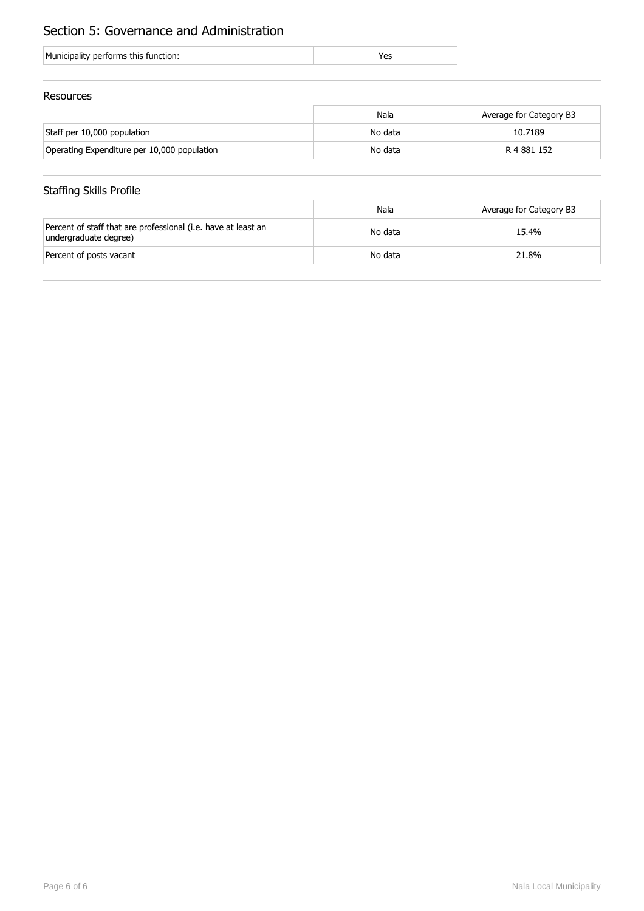# Section 5: Governance and Administration

| | |
|---|---|
| Municipality performs this function: | Yes |

## Resources

| | Nala | Average for Category B3 |
|---|---|---|
| Staff per 10,000 population | No data | 10.7189 |
| Operating Expenditure per 10,000 population | No data | R 4 881 152 |

## Staffing Skills Profile

| | Nala | Average for Category B3 |
|---|---|---|
| Percent of staff that are professional (i.e. have at least an undergraduate degree) | No data | 15.4% |
| Percent of posts vacant | No data | 21.8% |